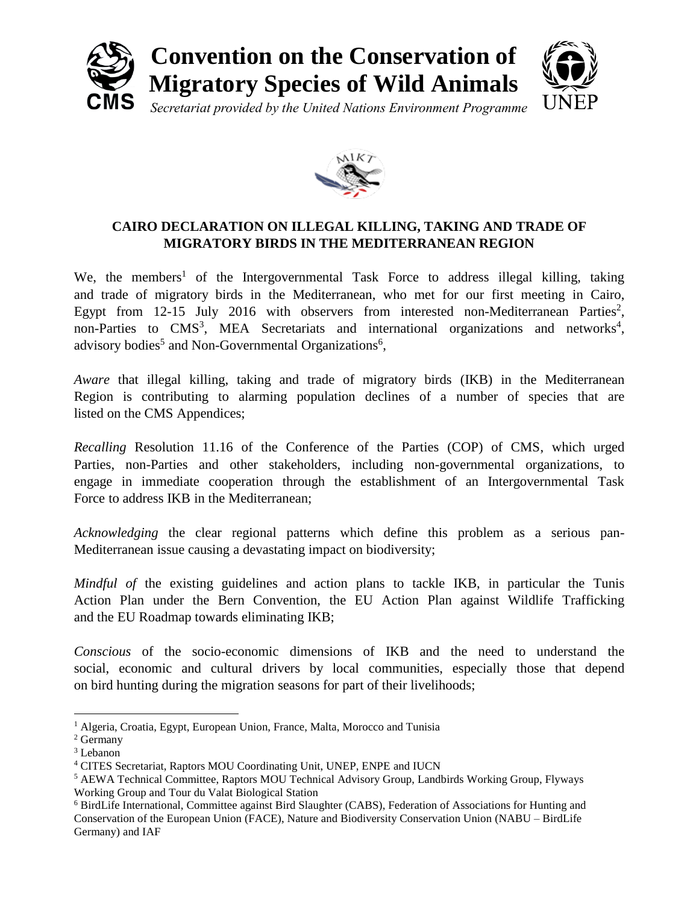**Convention on the Conservation of Migratory Species of Wild Animals**

*Secretariat provided by the United Nations Environment Programme*

## CAIRO DECLARATION ON ILLEGAL KILLING, TAKING AND TRADE OF MIGRATORY BIRDS IN THE MEDITERRANEAN REGION

We, the members[1] of the Intergovernmental Task Force to address illegal killing, taking and trade of migratory birds in the Mediterranean, who met for our first meeting in Cairo, Egypt from 12-15 July 2016 with observers from interested non-Mediterranean Parties[2], non-Parties to CMS[3], MEA Secretariats and international organizations and networks[4], advisory bodies[5] and Non-Governmental Organizations[6],

*Aware* that illegal killing, taking and trade of migratory birds (IKB) in the Mediterranean Region is contributing to alarming population declines of a number of species that are listed on the CMS Appendices;

*Recalling* Resolution 11.16 of the Conference of the Parties (COP) of CMS, which urged Parties, non-Parties and other stakeholders, including non-governmental organizations, to engage in immediate cooperation through the establishment of an Intergovernmental Task Force to address IKB in the Mediterranean;

*Acknowledging* the clear regional patterns which define this problem as a serious pan-Mediterranean issue causing a devastating impact on biodiversity;

*Mindful of* the existing guidelines and action plans to tackle IKB, in particular the Tunis Action Plan under the Bern Convention, the EU Action Plan against Wildlife Trafficking and the EU Roadmap towards eliminating IKB;

*Conscious* of the socio-economic dimensions of IKB and the need to understand the social, economic and cultural drivers by local communities, especially those that depend on bird hunting during the migration seasons for part of their livelihoods;

---

[1] Algeria, Croatia, Egypt, European Union, France, Malta, Morocco and Tunisia

[2] Germany

[3] Lebanon

[4] CITES Secretariat, Raptors MOU Coordinating Unit, UNEP, ENPE and IUCN

[5] AEWA Technical Committee, Raptors MOU Technical Advisory Group, Landbirds Working Group, Flyways Working Group and Tour du Valat Biological Station

[6] BirdLife International, Committee against Bird Slaughter (CABS), Federation of Associations for Hunting and Conservation of the European Union (FACE), Nature and Biodiversity Conservation Union (NABU – BirdLife Germany) and IAF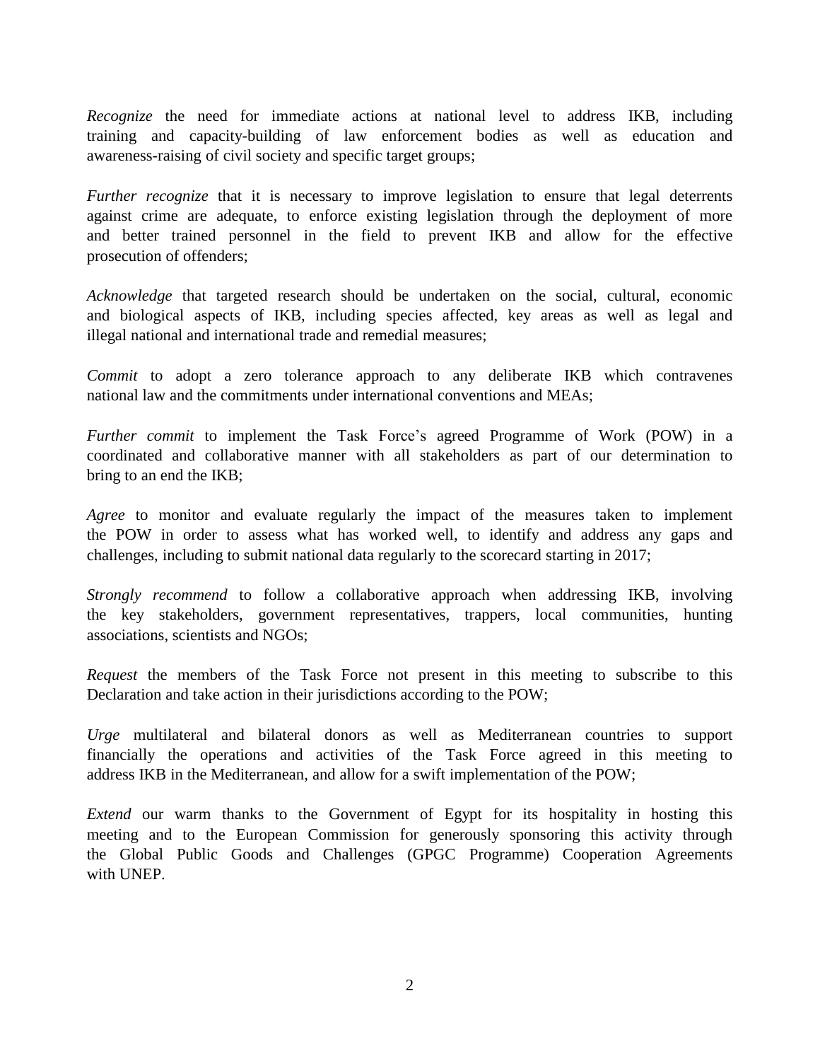*Recognize* the need for immediate actions at national level to address IKB, including training and capacity-building of law enforcement bodies as well as education and awareness-raising of civil society and specific target groups;

*Further recognize* that it is necessary to improve legislation to ensure that legal deterrents against crime are adequate, to enforce existing legislation through the deployment of more and better trained personnel in the field to prevent IKB and allow for the effective prosecution of offenders;

*Acknowledge* that targeted research should be undertaken on the social, cultural, economic and biological aspects of IKB, including species affected, key areas as well as legal and illegal national and international trade and remedial measures;

*Commit* to adopt a zero tolerance approach to any deliberate IKB which contravenes national law and the commitments under international conventions and MEAs;

*Further commit* to implement the Task Force's agreed Programme of Work (POW) in a coordinated and collaborative manner with all stakeholders as part of our determination to bring to an end the IKB;

*Agree* to monitor and evaluate regularly the impact of the measures taken to implement the POW in order to assess what has worked well, to identify and address any gaps and challenges, including to submit national data regularly to the scorecard starting in 2017;

*Strongly recommend* to follow a collaborative approach when addressing IKB, involving the key stakeholders, government representatives, trappers, local communities, hunting associations, scientists and NGOs;

*Request* the members of the Task Force not present in this meeting to subscribe to this Declaration and take action in their jurisdictions according to the POW;

*Urge* multilateral and bilateral donors as well as Mediterranean countries to support financially the operations and activities of the Task Force agreed in this meeting to address IKB in the Mediterranean, and allow for a swift implementation of the POW;

*Extend* our warm thanks to the Government of Egypt for its hospitality in hosting this meeting and to the European Commission for generously sponsoring this activity through the Global Public Goods and Challenges (GPGC Programme) Cooperation Agreements with UNEP.